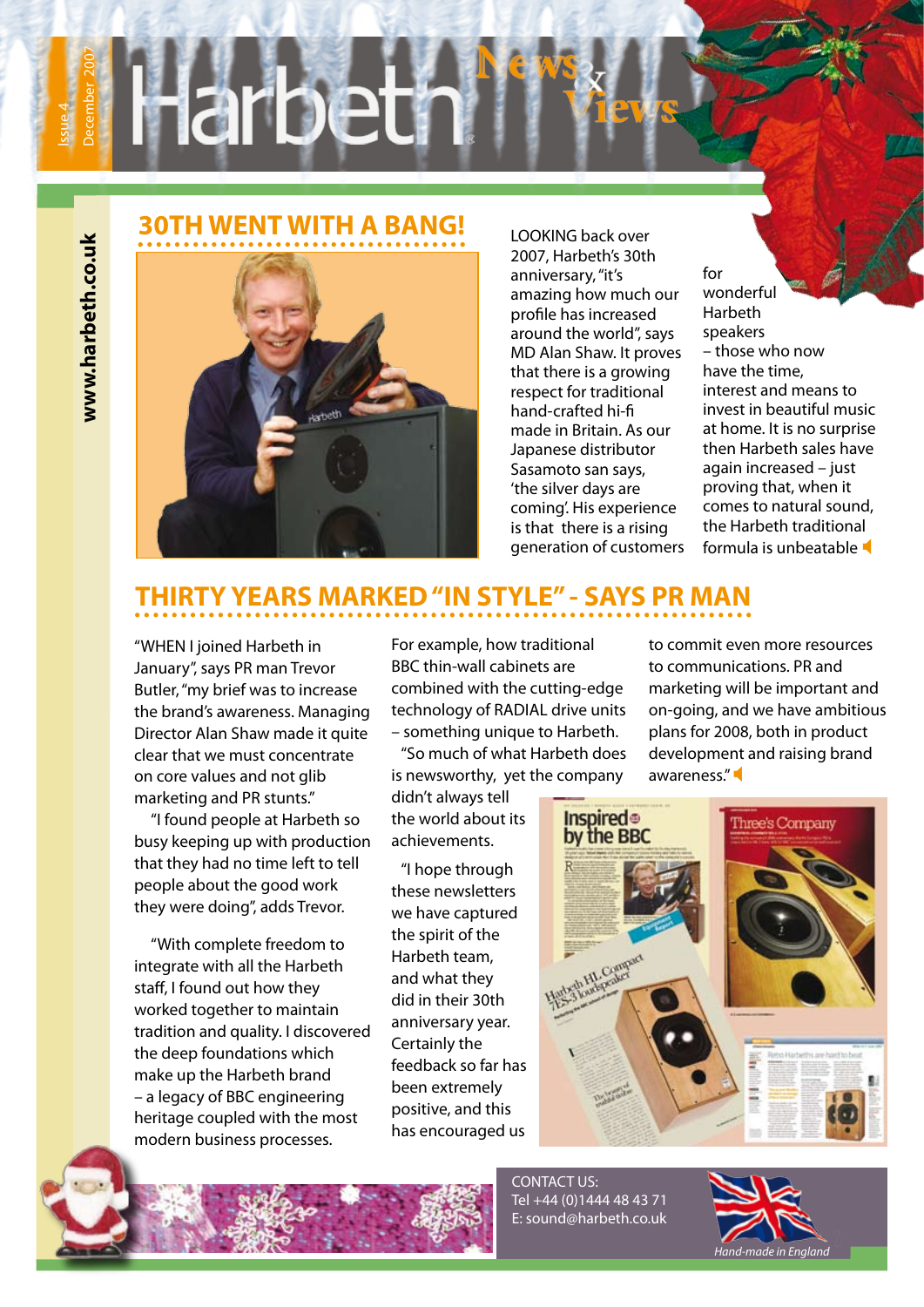# Harbeth News & Views

Issue 4 December 2007

www.harbeth.co.uk

## 30TH WENT WITH A BANG!

LOOKING back over 2007, Harbeth's 30th anniversary, "it's amazing how much our profile has increased around the world", says MD Alan Shaw. It proves that there is a growing respect for traditional hand-crafted hi-fi made in Britain. As our Japanese distributor Sasamoto san says, 'the silver days are coming'. His experience is that there is a rising generation of customers for wonderful Harbeth speakers – those who now have the time, interest and means to invest in beautiful music at home. It is no surprise then Harbeth sales have again increased – just proving that, when it comes to natural sound, the Harbeth traditional formula is unbeatable

## THIRTY YEARS MARKED "IN STYLE" - SAYS PR MAN

"WHEN I joined Harbeth in January", says PR man Trevor Butler, "my brief was to increase the brand's awareness. Managing Director Alan Shaw made it quite clear that we must concentrate on core values and not glib marketing and PR stunts."

"I found people at Harbeth so busy keeping up with production that they had no time left to tell people about the good work they were doing", adds Trevor.

"With complete freedom to integrate with all the Harbeth staff, I found out how they worked together to maintain tradition and quality. I discovered the design foundations which make up the Harbeth brand – a legacy of BBC engineering heritage coupled with the most modern business processes. For example, how traditional BBC thin-wall cabinets are combined with the cutting-edge technology of RADIAL drive units – something unique to Harbeth.

"So much of what Harbeth does is newsworthy, yet the company didn't always tell the world about its achievements.

"I hope through these newsletters we have captured the spirit of the Harbeth team, and what they did in their 30th anniversary year. Certainly the feedback so far has been extremely positive, and this has encouraged us to commit even more resources to communications. PR and marketing will be important and on-going, and we have ambitious plans for 2008, both in product development and raising brand awareness."

CONTACT US:
Tel +44 (0)1444 48 43 71
E: sound@harbeth.co.uk

*Hand-made in England*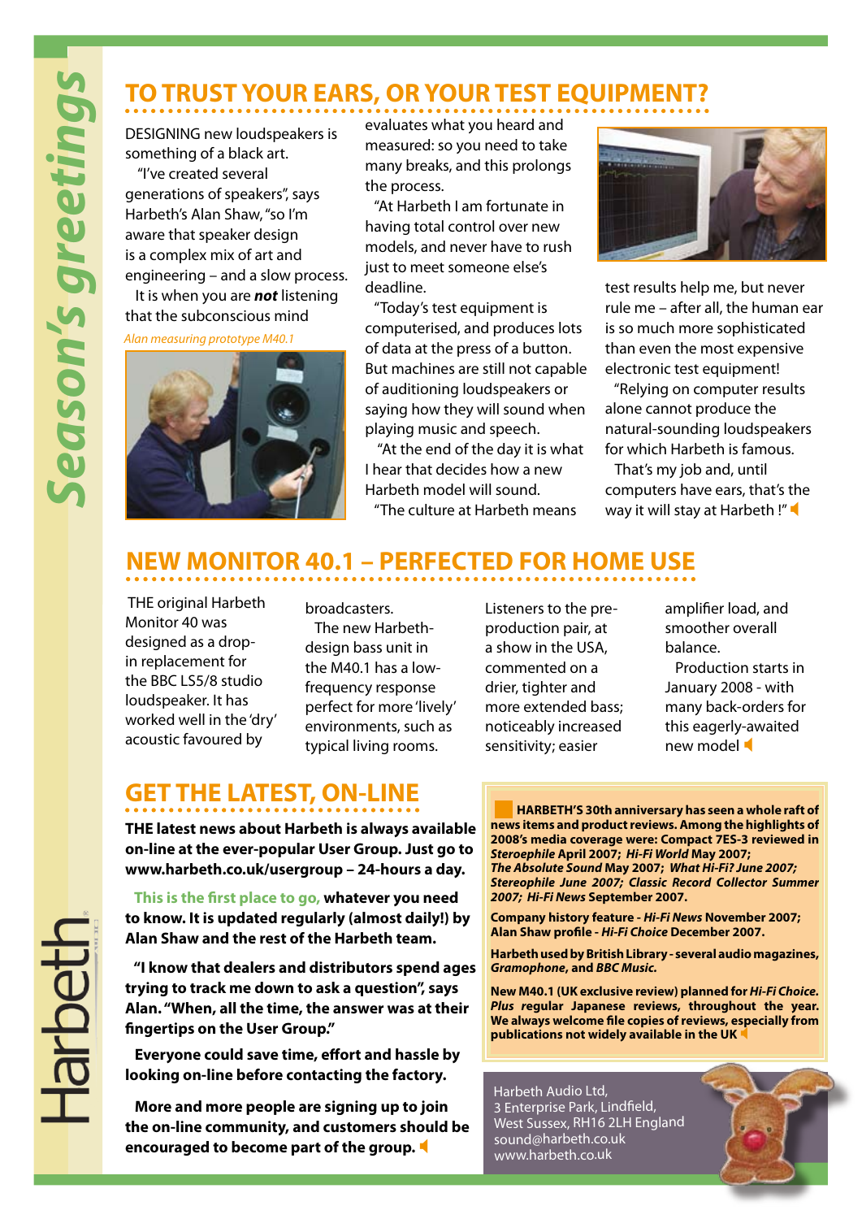# Season's greetings

## TO TRUST YOUR EARS, OR YOUR TEST EQUIPMENT?

DESIGNING new loudspeakers is something of a black art.

"I've created several generations of speakers", says Harbeth's Alan Shaw, "so I'm aware that speaker design is a complex mix of art and engineering – and a slow process.

It is when you are ***not*** listening that the subconscious mind evaluates what you heard and measured: so you need to take many breaks, and this prolongs the process.

"At Harbeth I am fortunate in having total control over new models, and never have to rush just to meet someone else's deadline.

"Today's test equipment is computerised, and produces lots of data at the press of a button. But machines are still not capable of auditioning loudspeakers or saying how they will sound when playing music and speech.

"At the end of the day it is what I hear that decides how a new Harbeth model will sound.

"The culture at Harbeth means test results help me, but never rule me – after all, the human ear is so much more sophisticated than even the most expensive electronic test equipment!

"Relying on computer results alone cannot produce the natural-sounding loudspeakers for which Harbeth is famous.

That's my job and, until computers have ears, that's the way it will stay at Harbeth !"

*Alan measuring prototype M40.1*

## NEW MONITOR 40.1 – PERFECTED FOR HOME USE

THE original Harbeth Monitor 40 was designed as a drop-in replacement for the BBC LS5/8 studio loudspeaker. It has worked well in the 'dry' acoustic favoured by broadcasters.

The new Harbeth-design bass unit in the M40.1 has a low-frequency response perfect for more 'lively' environments, such as typical living rooms.

Listeners to the pre-production pair, at a show in the USA, commented on a drier, tighter and more extended bass; noticeably increased sensitivity; easier amplifier load, and smoother overall balance.

Production starts in January 2008 - with many back-orders for this eagerly-awaited new model

## GET THE LATEST, ON-LINE

**THE latest news about Harbeth is always available on-line at the ever-popular User Group. Just go to www.harbeth.co.uk/usergroup – 24-hours a day.**

This is the first place to go, **whatever you need to know. It is updated regularly (almost daily!) by Alan Shaw and the rest of the Harbeth team.**

**"I know that dealers and distributors spend ages trying to track me down to ask a question", says Alan. "When, all the time, the answer was at their fingertips on the User Group."**

**Everyone could save time, effort and hassle by looking on-line before contacting the factory.**

**More and more people are signing up to join the on-line community, and customers should be encouraged to become part of the group.**

**HARBETH'S 30th anniversary has seen a whole raft of news items and product reviews. Among the highlights of 2008's media coverage were: Compact 7ES-3 reviewed in *Stereophile* April 2007; *Hi-Fi World* May 2007; *The Absolute Sound* May 2007; *What Hi-Fi? June 2007; Stereophile June 2007; Classic Record Collector* Summer 2007; *Hi-Fi News* September 2007.**

**Company history feature - *Hi-Fi News* November 2007; Alan Shaw profile - *Hi-Fi Choice* December 2007.**

**Harbeth used by British Library - several audio magazines, *Gramophone*, and *BBC Music*.**

**New M40.1 (UK exclusive review) planned for *Hi-Fi Choice*. *Plus* regular Japanese reviews, throughout the year. We always welcome file copies of reviews, especially from publications not widely available in the UK**

Harbeth Audio Ltd,
3 Enterprise Park, Lindfield,
West Sussex, RH16 2LH England
sound@harbeth.co.uk
www.harbeth.co.uk